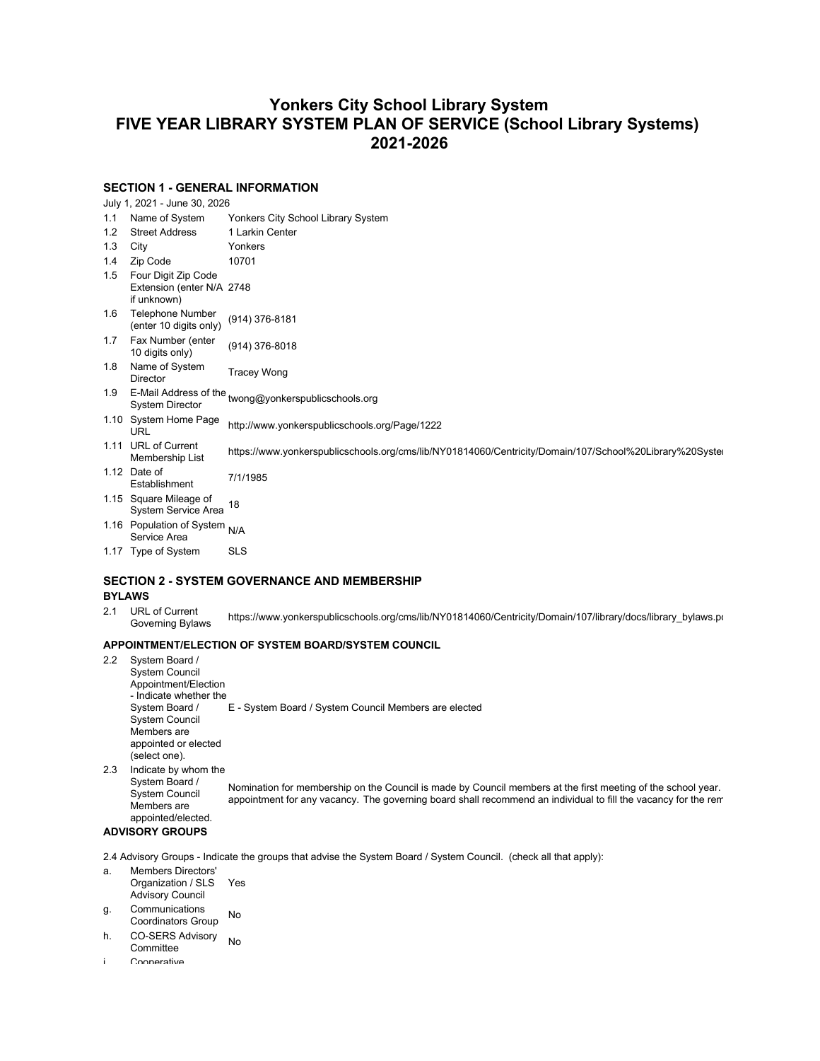# Yonkers City School Library System
# FIVE YEAR LIBRARY SYSTEM PLAN OF SERVICE (School Library Systems)
# 2021-2026

## SECTION 1 - GENERAL INFORMATION

July 1, 2021 - June 30, 2026

| | | |
|---|---|---|
| 1.1 | Name of System | Yonkers City School Library System |
| 1.2 | Street Address | 1 Larkin Center |
| 1.3 | City | Yonkers |
| 1.4 | Zip Code | 10701 |
| 1.5 | Four Digit Zip Code Extension (enter N/A if unknown) | 2748 |
| 1.6 | Telephone Number (enter 10 digits only) | (914) 376-8181 |
| 1.7 | Fax Number (enter 10 digits only) | (914) 376-8018 |
| 1.8 | Name of System Director | Tracey Wong |
| 1.9 | E-Mail Address of the System Director | twong@yonkerspublicschools.org |
| 1.10 | System Home Page URL | http://www.yonkerspublicschools.org/Page/1222 |
| 1.11 | URL of Current Membership List | https://www.yonkerspublicschools.org/cms/lib/NY01814060/Centricity/Domain/107/School%20Library%20Syste |
| 1.12 | Date of Establishment | 7/1/1985 |
| 1.15 | Square Mileage of System Service Area | 18 |
| 1.16 | Population of System Service Area | N/A |
| 1.17 | Type of System | SLS |

## SECTION 2 - SYSTEM GOVERNANCE AND MEMBERSHIP

### BYLAWS

| | | |
|---|---|---|
| 2.1 | URL of Current Governing Bylaws | https://www.yonkerspublicschools.org/cms/lib/NY01814060/Centricity/Domain/107/library/docs/library_bylaws.p |

### APPOINTMENT/ELECTION OF SYSTEM BOARD/SYSTEM COUNCIL

| | | |
|---|---|---|
| 2.2 | System Board / System Council Appointment/Election - Indicate whether the System Board / System Council Members are appointed or elected (select one). | E - System Board / System Council Members are elected |
| 2.3 | Indicate by whom the System Board / System Council Members are appointed/elected. | Nomination for membership on the Council is made by Council members at the first meeting of the school year. appointment for any vacancy. The governing board shall recommend an individual to fill the vacancy for the rem |

### ADVISORY GROUPS

2.4 Advisory Groups - Indicate the groups that advise the System Board / System Council. (check all that apply):

| | | |
|---|---|---|
| a. | Members Directors' Organization / SLS Advisory Council | Yes |
| g. | Communications Coordinators Group | No |
| h. | CO-SERS Advisory Committee | No |
| i. | Cooperative | |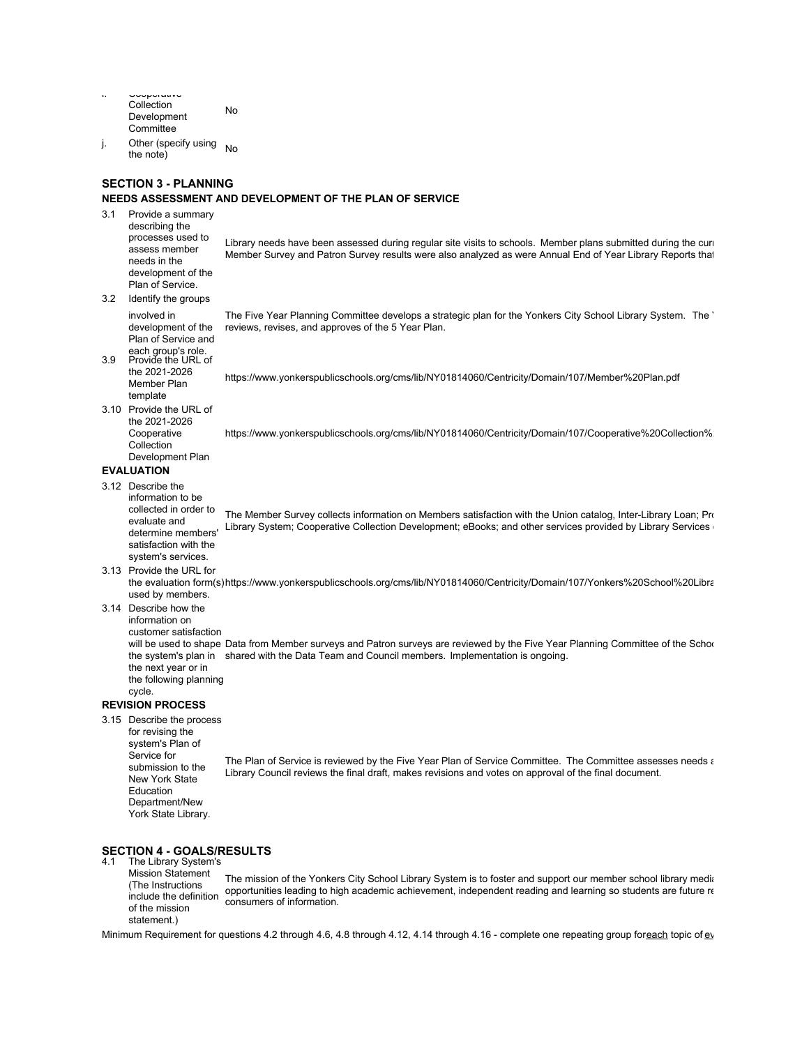| | | |
|---|---|---|
| i. | Cooperative Collection Development Committee | No |
| j. | Other (specify using the note) | No |

## SECTION 3 - PLANNING

### NEEDS ASSESSMENT AND DEVELOPMENT OF THE PLAN OF SERVICE

| | | |
|---|---|---|
| 3.1 | Provide a summary describing the processes used to assess member needs in the development of the Plan of Service. | Library needs have been assessed during regular site visits to schools. Member plans submitted during the cur Member Survey and Patron Survey results were also analyzed as were Annual End of Year Library Reports that |
| 3.2 | Identify the groups involved in development of the Plan of Service and each group's role. | The Five Year Planning Committee develops a strategic plan for the Yonkers City School Library System. The reviews, revises, and approves of the 5 Year Plan. |
| 3.9 | Provide the URL of the 2021-2026 Member Plan template | https://www.yonkerspublicschools.org/cms/lib/NY01814060/Centricity/Domain/107/Member%20Plan.pdf |
| 3.10 | Provide the URL of the 2021-2026 Cooperative Collection Development Plan | https://www.yonkerspublicschools.org/cms/lib/NY01814060/Centricity/Domain/107/Cooperative%20Collection% |

### EVALUATION

| | | |
|---|---|---|
| 3.12 | Describe the information to be collected in order to evaluate and determine members' satisfaction with the system's services. | The Member Survey collects information on Members satisfaction with the Union catalog, Inter-Library Loan; Pr Library System; Cooperative Collection Development; eBooks; and other services provided by Library Services |
| 3.13 | Provide the URL for the evaluation form(s) used by members. | https://www.yonkerspublicschools.org/cms/lib/NY01814060/Centricity/Domain/107/Yonkers%20School%20Libra |
| 3.14 | Describe how the information on customer satisfaction will be used to shape the system's plan in the next year or in the following planning cycle. | Data from Member surveys and Patron surveys are reviewed by the Five Year Planning Committee of the Scho shared with the Data Team and Council members. Implementation is ongoing. |

### REVISION PROCESS

| | | |
|---|---|---|
| 3.15 | Describe the process for revising the system's Plan of Service for submission to the New York State Education Department/New York State Library. | The Plan of Service is reviewed by the Five Year Plan of Service Committee. The Committee assesses needs a Library Council reviews the final draft, makes revisions and votes on approval of the final document. |

## SECTION 4 - GOALS/RESULTS

| | | |
|---|---|---|
| 4.1 | The Library System's Mission Statement (The Instructions include the definition of the mission statement.) | The mission of the Yonkers City School Library System is to foster and support our member school library medi opportunities leading to high academic achievement, independent reading and learning so students are future r consumers of information. |

Minimum Requirement for questions 4.2 through 4.6, 4.8 through 4.12, 4.14 through 4.16 - complete one repeating group for each topic of ev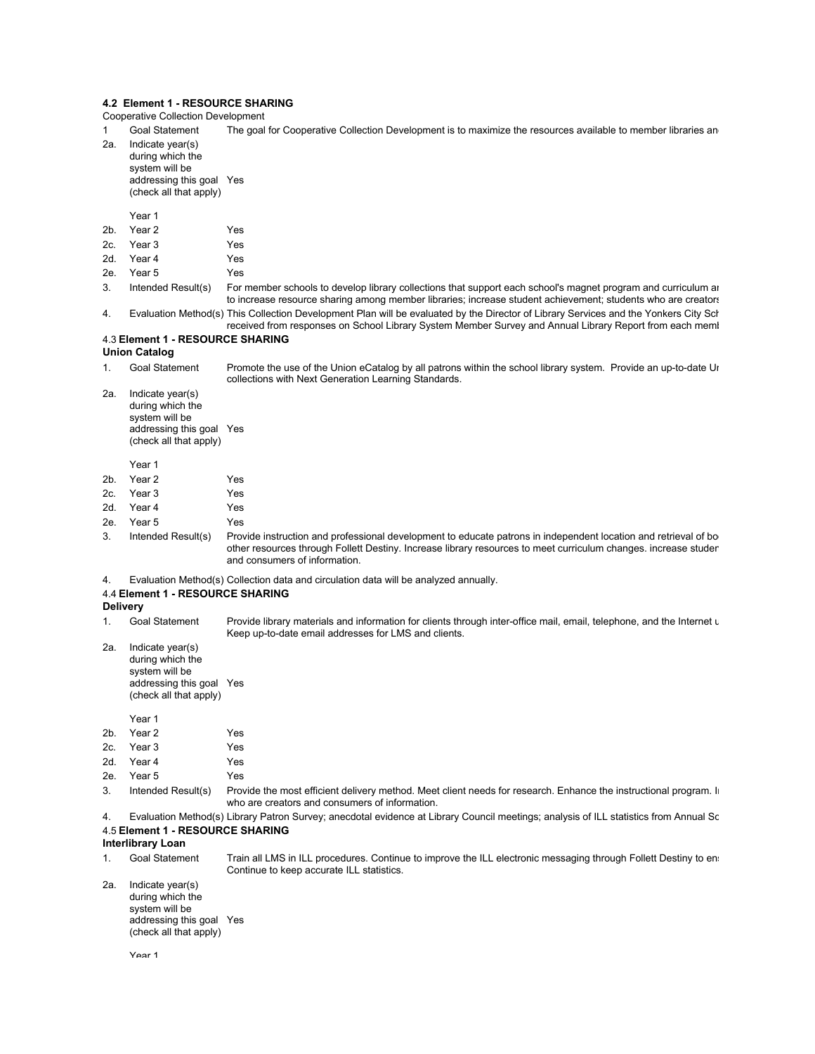**4.2 Element 1 - RESOURCE SHARING**

Cooperative Collection Development

1 Goal Statement: The goal for Cooperative Collection Development is to maximize the resources available to member libraries an

2a. Indicate year(s) during which the system will be addressing this goal (check all that apply): Yes

Year 1

2b. Year 2: Yes

2c. Year 3: Yes

2d. Year 4: Yes

2e. Year 5: Yes

3. Intended Result(s): For member schools to develop library collections that support each school's magnet program and curriculum ar to increase resource sharing among member libraries; increase student achievement; students who are creators

4. Evaluation Method(s): This Collection Development Plan will be evaluated by the Director of Library Services and the Yonkers City Sch received from responses on School Library System Member Survey and Annual Library Report from each meml

4.3 **Element 1 - RESOURCE SHARING**

**Union Catalog**

1. Goal Statement: Promote the use of the Union eCatalog by all patrons within the school library system. Provide an up-to-date Ur collections with Next Generation Learning Standards.

2a. Indicate year(s) during which the system will be addressing this goal (check all that apply): Yes

Year 1

2b. Year 2: Yes

2c. Year 3: Yes

2d. Year 4: Yes

2e. Year 5: Yes

3. Intended Result(s): Provide instruction and professional development to educate patrons in independent location and retrieval of bo other resources through Follett Destiny. Increase library resources to meet curriculum changes. increase studer and consumers of information.

4. Evaluation Method(s): Collection data and circulation data will be analyzed annually.

4.4 **Element 1 - RESOURCE SHARING**

**Delivery**

1. Goal Statement: Provide library materials and information for clients through inter-office mail, email, telephone, and the Internet u Keep up-to-date email addresses for LMS and clients.

2a. Indicate year(s) during which the system will be addressing this goal (check all that apply): Yes

Year 1

2b. Year 2: Yes

2c. Year 3: Yes

2d. Year 4: Yes

2e. Year 5: Yes

3. Intended Result(s): Provide the most efficient delivery method. Meet client needs for research. Enhance the instructional program. I who are creators and consumers of information.

4. Evaluation Method(s): Library Patron Survey; anecdotal evidence at Library Council meetings; analysis of ILL statistics from Annual Sc

4.5 **Element 1 - RESOURCE SHARING**

**Interlibrary Loan**

1. Goal Statement: Train all LMS in ILL procedures. Continue to improve the ILL electronic messaging through Follett Destiny to en Continue to keep accurate ILL statistics.

2a. Indicate year(s) during which the system will be addressing this goal (check all that apply): Yes

Year 1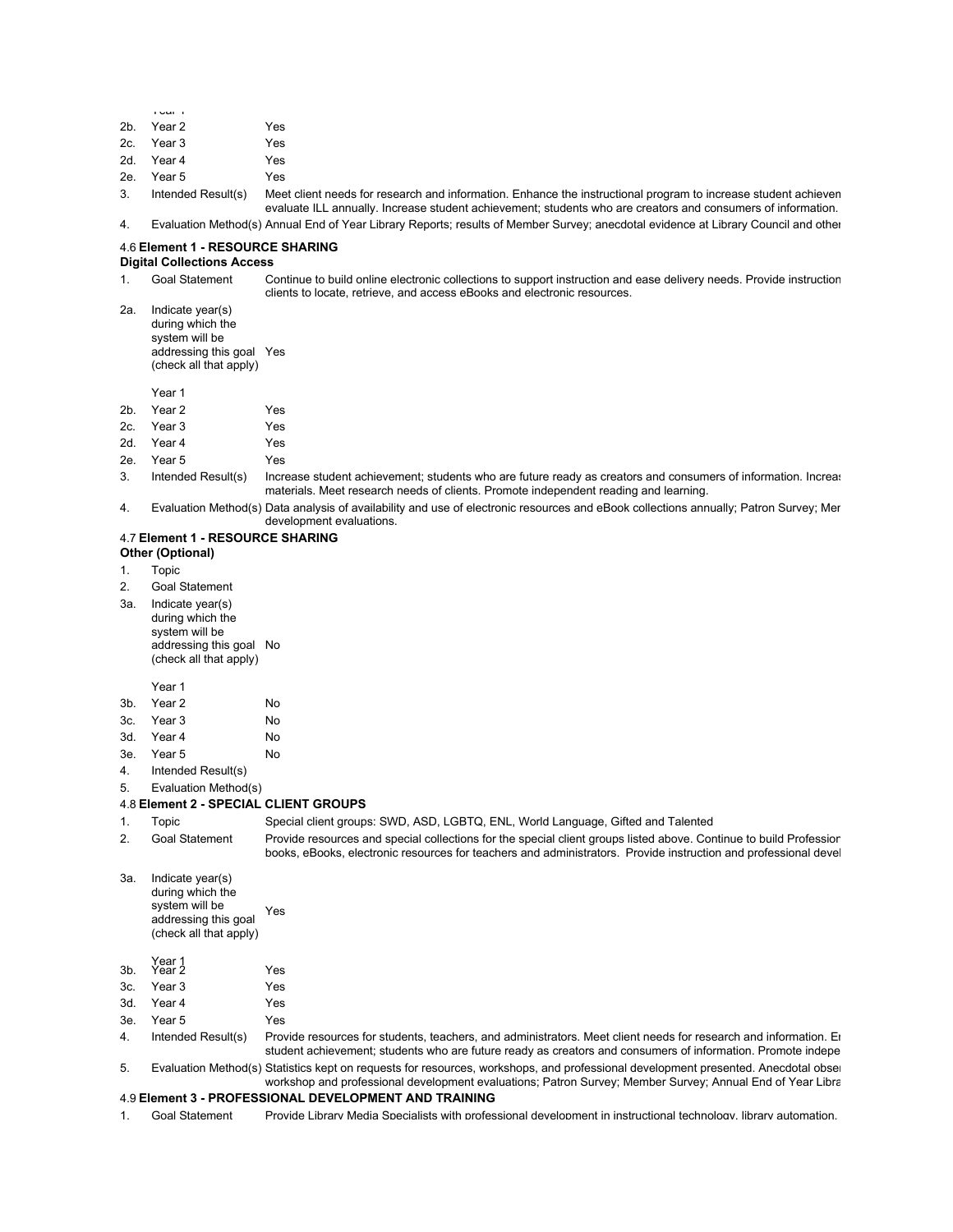Year 1

| | | |
|---|---|---|
| 2b. | Year 2 | Yes |
| 2c. | Year 3 | Yes |
| 2d. | Year 4 | Yes |
| 2e. | Year 5 | Yes |
| 3. | Intended Result(s) | Meet client needs for research and information. Enhance the instructional program to increase student achieven evaluate ILL annually. Increase student achievement; students who are creators and consumers of information. |
| 4. | Evaluation Method(s) | Annual End of Year Library Reports; results of Member Survey; anecdotal evidence at Library Council and other |

### 4.6 Element 1 - RESOURCE SHARING
**Digital Collections Access**

| | | |
|---|---|---|
| 1. | Goal Statement | Continue to build online electronic collections to support instruction and ease delivery needs. Provide instruction clients to locate, retrieve, and access eBooks and electronic resources. |
| 2a. | Indicate year(s) during which the system will be addressing this goal (check all that apply) Year 1 | Yes |
| 2b. | Year 2 | Yes |
| 2c. | Year 3 | Yes |
| 2d. | Year 4 | Yes |
| 2e. | Year 5 | Yes |
| 3. | Intended Result(s) | Increase student achievement; students who are future ready as creators and consumers of information. Increas materials. Meet research needs of clients. Promote independent reading and learning. |
| 4. | Evaluation Method(s) | Data analysis of availability and use of electronic resources and eBook collections annually; Patron Survey; Mer development evaluations. |

### 4.7 Element 1 - RESOURCE SHARING
**Other (Optional)**

| | | |
|---|---|---|
| 1. | Topic | |
| 2. | Goal Statement | |
| 3a. | Indicate year(s) during which the system will be addressing this goal (check all that apply) Year 1 | No |
| 3b. | Year 2 | No |
| 3c. | Year 3 | No |
| 3d. | Year 4 | No |
| 3e. | Year 5 | No |
| 4. | Intended Result(s) | |
| 5. | Evaluation Method(s) | |

### 4.8 Element 2 - SPECIAL CLIENT GROUPS

| | | |
|---|---|---|
| 1. | Topic | Special client groups: SWD, ASD, LGBTQ, ENL, World Language, Gifted and Talented |
| 2. | Goal Statement | Provide resources and special collections for the special client groups listed above. Continue to build Profession books, eBooks, electronic resources for teachers and administrators. Provide instruction and professional devel |
| 3a. | Indicate year(s) during which the system will be addressing this goal (check all that apply) Year 1 | Yes |
| 3b. | Year 2 | Yes |
| 3c. | Year 3 | Yes |
| 3d. | Year 4 | Yes |
| 3e. | Year 5 | Yes |
| 4. | Intended Result(s) | Provide resources for students, teachers, and administrators. Meet client needs for research and information. E student achievement; students who are future ready as creators and consumers of information. Promote indepe |
| 5. | Evaluation Method(s) | Statistics kept on requests for resources, workshops, and professional development presented. Anecdotal obse workshop and professional development evaluations; Patron Survey; Member Survey; Annual End of Year Libra |

### 4.9 Element 3 - PROFESSIONAL DEVELOPMENT AND TRAINING

| | | |
|---|---|---|
| 1. | Goal Statement | Provide Library Media Specialists with professional development in instructional technology, library automation, |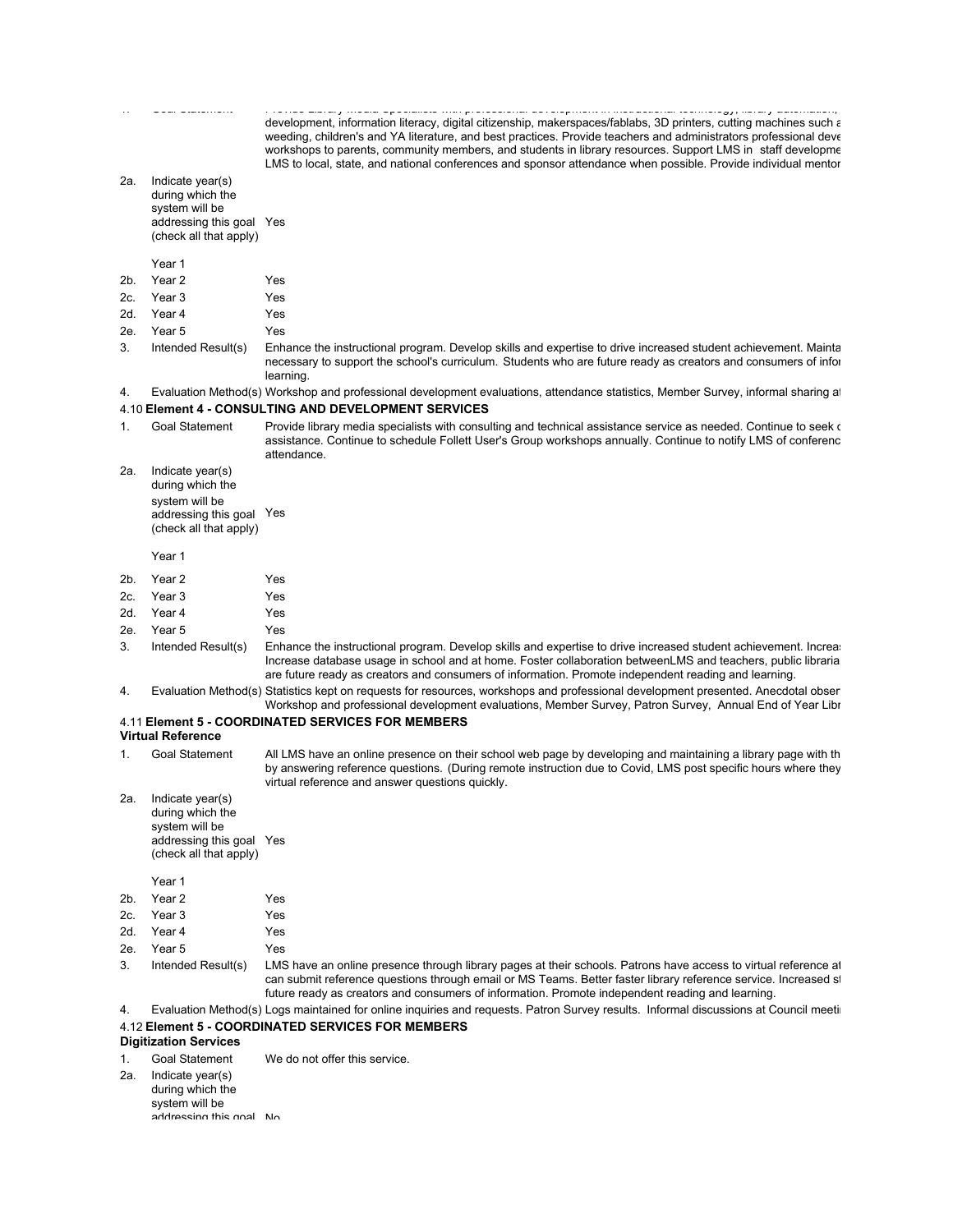1. Goal Statement: Provide Library Media Specialists with professional development in instructional technology, library automation, development, information literacy, digital citizenship, makerspaces/fablabs, 3D printers, cutting machines such a weeding, children's and YA literature, and best practices. Provide teachers and administrators professional deve workshops to parents, community members, and students in library resources. Support LMS in staff developme LMS to local, state, and national conferences and sponsor attendance when possible. Provide individual mentor

2a. Indicate year(s) during which the system will be addressing this goal (check all that apply): Yes

| | | |
|---|---|---|
| | Year 1 | |
| 2b. | Year 2 | Yes |
| 2c. | Year 3 | Yes |
| 2d. | Year 4 | Yes |
| 2e. | Year 5 | Yes |

3. Intended Result(s): Enhance the instructional program. Develop skills and expertise to drive increased student achievement. Mainta necessary to support the school's curriculum. Students who are future ready as creators and consumers of infor learning.

4. Evaluation Method(s): Workshop and professional development evaluations, attendance statistics, Member Survey, informal sharing a

### 4.10 Element 4 - CONSULTING AND DEVELOPMENT SERVICES

1. Goal Statement: Provide library media specialists with consulting and technical assistance service as needed. Continue to seek c assistance. Continue to schedule Follett User's Group workshops annually. Continue to notify LMS of conferenc attendance.

2a. Indicate year(s) during which the system will be addressing this goal (check all that apply): Yes

| | | |
|---|---|---|
| | Year 1 | |
| 2b. | Year 2 | Yes |
| 2c. | Year 3 | Yes |
| 2d. | Year 4 | Yes |
| 2e. | Year 5 | Yes |

3. Intended Result(s): Enhance the instructional program. Develop skills and expertise to drive increased student achievement. Increa Increase database usage in school and at home. Foster collaboration betweenLMS and teachers, public libraria are future ready as creators and consumers of information. Promote independent reading and learning.

4. Evaluation Method(s): Statistics kept on requests for resources, workshops and professional development presented. Anecdotal obser Workshop and professional development evaluations, Member Survey, Patron Survey, Annual End of Year Libr

### 4.11 Element 5 - COORDINATED SERVICES FOR MEMBERS

**Virtual Reference**

1. Goal Statement: All LMS have an online presence on their school web page by developing and maintaining a library page with th by answering reference questions. (During remote instruction due to Covid, LMS post specific hours where they virtual reference and answer questions quickly.

2a. Indicate year(s) during which the system will be addressing this goal (check all that apply): Yes

| | | |
|---|---|---|
| | Year 1 | |
| 2b. | Year 2 | Yes |
| 2c. | Year 3 | Yes |
| 2d. | Year 4 | Yes |
| 2e. | Year 5 | Yes |

3. Intended Result(s): LMS have an online presence through library pages at their schools. Patrons have access to virtual reference a can submit reference questions through email or MS Teams. Better faster library reference service. Increased s future ready as creators and consumers of information. Promote independent reading and learning.

4. Evaluation Method(s): Logs maintained for online inquiries and requests. Patron Survey results. Informal discussions at Council meeti

### 4.12 Element 5 - COORDINATED SERVICES FOR MEMBERS

**Digitization Services**

1. Goal Statement: We do not offer this service.

2a. Indicate year(s) during which the system will be addressing this goal: No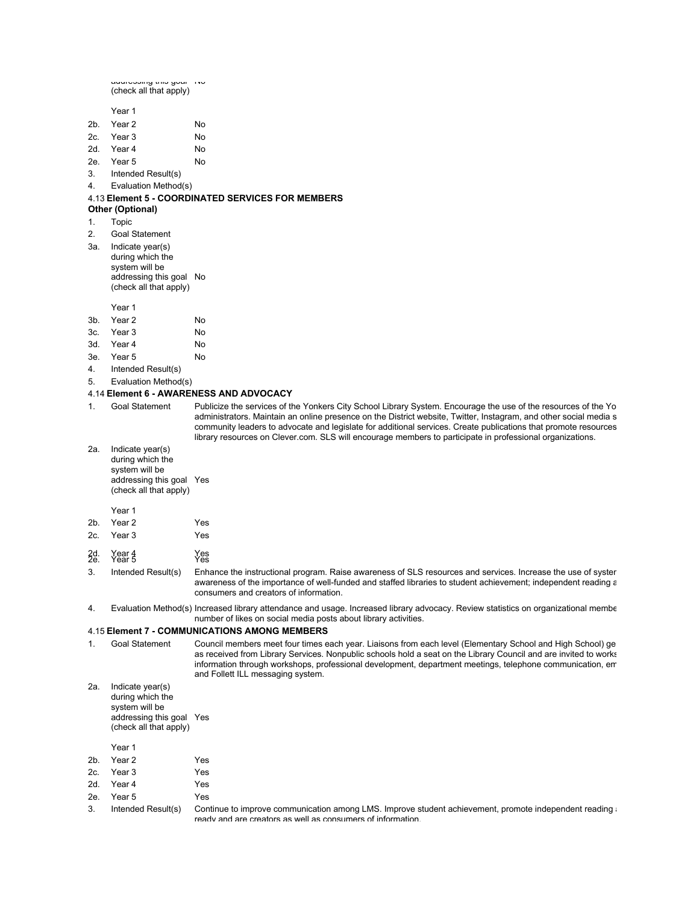addressing this goal No
(check all that apply)

Year 1

2b. Year 2 No

2c. Year 3 No

2d. Year 4 No

2e. Year 5 No

3. Intended Result(s)

4. Evaluation Method(s)

### 4.13 **Element 5 - COORDINATED SERVICES FOR MEMBERS**

**Other (Optional)**

1. Topic

2. Goal Statement

3a. Indicate year(s) during which the system will be addressing this goal (check all that apply) No

Year 1

3b. Year 2 No

3c. Year 3 No

3d. Year 4 No

3e. Year 5 No

4. Intended Result(s)

5. Evaluation Method(s)

### 4.14 **Element 6 - AWARENESS AND ADVOCACY**

1. Goal Statement — Publicize the services of the Yonkers City School Library System. Encourage the use of the resources of the Yo administrators. Maintain an online presence on the District website, Twitter, Instagram, and other social media s community leaders to advocate and legislate for additional services. Create publications that promote resources library resources on Clever.com. SLS will encourage members to participate in professional organizations.

2a. Indicate year(s) during which the system will be addressing this goal (check all that apply) Yes

Year 1

2b. Year 2 Yes

2c. Year 3 Yes

2d. Year 4 Yes

2e. Year 5 Yes

3. Intended Result(s) — Enhance the instructional program. Raise awareness of SLS resources and services. Increase the use of syster awareness of the importance of well-funded and staffed libraries to student achievement; independent reading a consumers and creators of information.

4. Evaluation Method(s) — Increased library attendance and usage. Increased library advocacy. Review statistics on organizational membe number of likes on social media posts about library activities.

### 4.15 **Element 7 - COMMUNICATIONS AMONG MEMBERS**

1. Goal Statement — Council members meet four times each year. Liaisons from each level (Elementary School and High School) ge as received from Library Services. Nonpublic schools hold a seat on the Library Council and are invited to works information through workshops, professional development, department meetings, telephone communication, em and Follett ILL messaging system.

2a. Indicate year(s) during which the system will be addressing this goal (check all that apply) Yes

Year 1

2b. Year 2 Yes

2c. Year 3 Yes

2d. Year 4 Yes

2e. Year 5 Yes

3. Intended Result(s) — Continue to improve communication among LMS. Improve student achievement, promote independent reading a ready and are creators as well as consumers of information.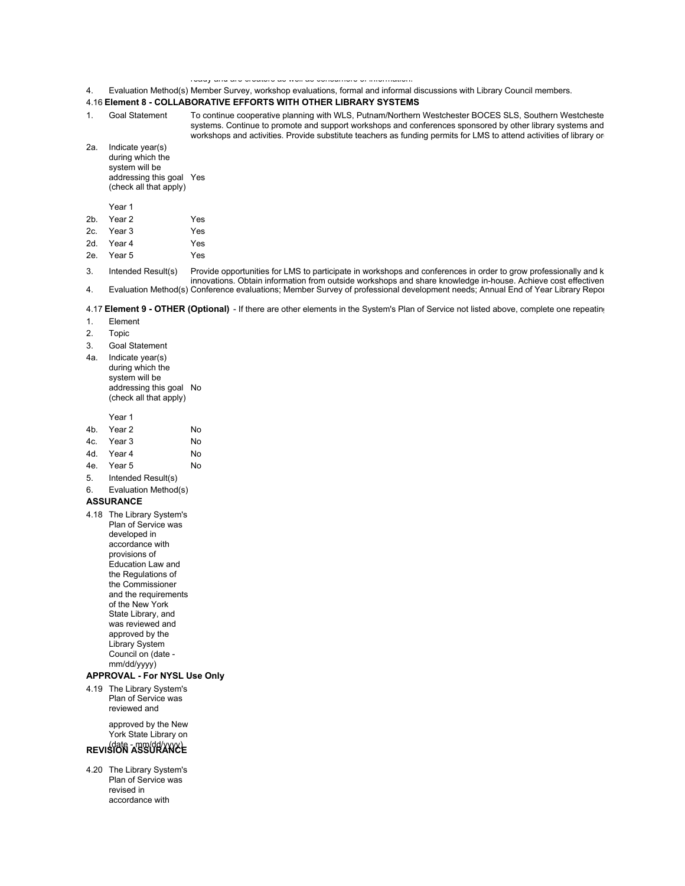ready and are creators as well as consumers of information.

4. Evaluation Method(s) Member Survey, workshop evaluations, formal and informal discussions with Library Council members.

4.16 **Element 8 - COLLABORATIVE EFFORTS WITH OTHER LIBRARY SYSTEMS**

1. Goal Statement — To continue cooperative planning with WLS, Putnam/Northern Westchester BOCES SLS, Southern Westcheste systems. Continue to promote and support workshops and conferences sponsored by other library systems and workshops and activities. Provide substitute teachers as funding permits for LMS to attend activities of library or

2a. Indicate year(s) during which the system will be addressing this goal (check all that apply)

| | | |
|---|---|---|
| | Year 1 | Yes |
| 2b. | Year 2 | Yes |
| 2c. | Year 3 | Yes |
| 2d. | Year 4 | Yes |
| 2e. | Year 5 | Yes |

3. Intended Result(s) — Provide opportunities for LMS to participate in workshops and conferences in order to grow professionally and k innovations. Obtain information from outside workshops and share knowledge in-house. Achieve cost effectiven

4. Evaluation Method(s) Conference evaluations; Member Survey of professional development needs; Annual End of Year Library Repor

4.17 **Element 9 - OTHER (Optional)** - If there are other elements in the System's Plan of Service not listed above, complete one repeatin

1. Element
2. Topic
3. Goal Statement

4a. Indicate year(s) during which the system will be addressing this goal (check all that apply)

| | | |
|---|---|---|
| | Year 1 | No |
| 4b. | Year 2 | No |
| 4c. | Year 3 | No |
| 4d. | Year 4 | No |
| 4e. | Year 5 | No |

5. Intended Result(s)
6. Evaluation Method(s)

**ASSURANCE**

4.18 The Library System's Plan of Service was developed in accordance with provisions of Education Law and the Regulations of the Commissioner and the requirements of the New York State Library, and was reviewed and approved by the Library System Council on (date - mm/dd/yyyy)

**APPROVAL - For NYSL Use Only**

4.19 The Library System's Plan of Service was reviewed and

approved by the New York State Library on (date - mm/dd/yyyy)

**REVISION ASSURANCE**

4.20 The Library System's Plan of Service was revised in accordance with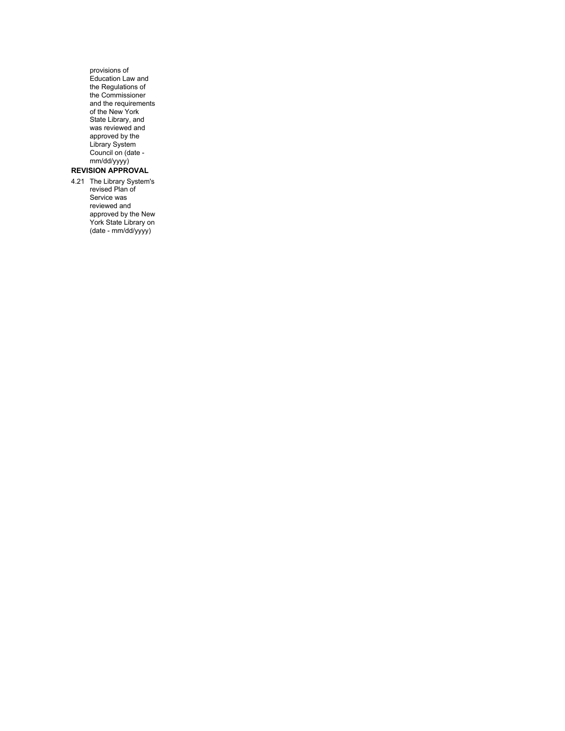provisions of Education Law and the Regulations of the Commissioner and the requirements of the New York State Library, and was reviewed and approved by the Library System Council on (date - mm/dd/yyyy)

**REVISION APPROVAL**

4.21 The Library System's revised Plan of Service was reviewed and approved by the New York State Library on (date - mm/dd/yyyy)